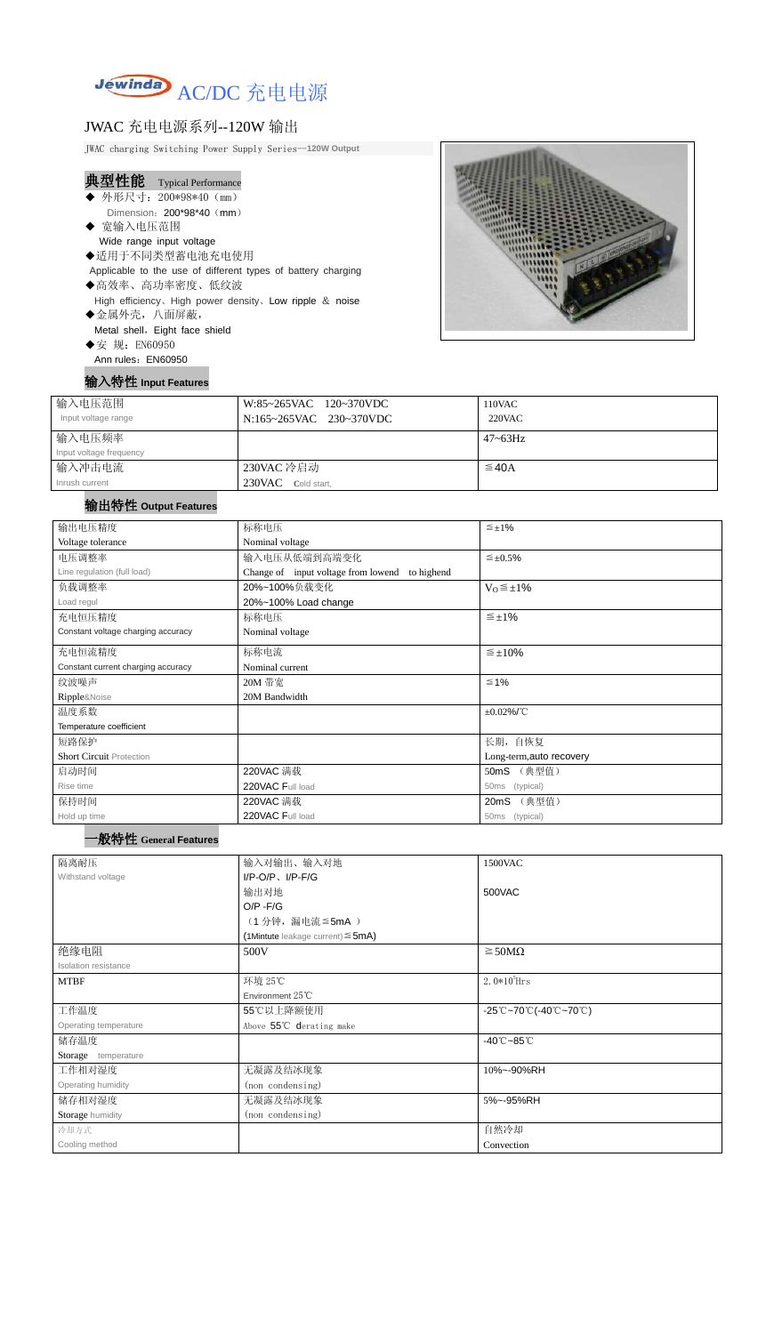# Jewinda AC/DC 充电电源

## JWAC 充电电源系列--120W 输出

JWAC charging Switching Power Supply Series—120W Output

### 典型性能 Typical Performance

- ◆ 外形尺寸：200*98*40（mm）
  Dimension：200*98*40（mm）
- ◆ 宽输入电压范围
  Wide range input voltage
- ◆适用于不同类型蓄电池充电使用
  Applicable to the use of different types of battery charging
- ◆高效率、高功率密度、低纹波
  High efficiency、High power density、Low ripple ＆ noise
- ◆金属外壳，八面屏蔽，
  Metal shell，Eight face shield
- ◆安 规：EN60950
  Ann rules：EN60950

### 输入特性 Input Features

| 输入电压范围<br>Input voltage range | W:85~265VAC 120~370VDC<br>N:165~265VAC 230~370VDC | 110VAC<br>220VAC |
|---|---|---|
| 输入电压频率<br>Input voltage frequency | | 47~63Hz |
| 输入冲击电流<br>Inrush current | 230VAC 冷启动<br>230VAC Cold start, | ≦40A |

### 输出特性 Output Features

| 输出电压精度<br>Voltage tolerance | 标称电压<br>Nominal voltage | ≦±1% |
|---|---|---|
| 电压调整率<br>Line regulation (full load) | 输入电压从低端到高端变化<br>Change of input voltage from lowend to highend | ≦±0.5% |
| 负载调整率<br>Load regul | 20%~100%负载变化<br>20%~100% Load change | $V_O$≦±1% |
| 充电恒压精度<br>Constant voltage charging accuracy | 标称电压<br>Nominal voltage | ≦±1% |
| 充电恒流精度<br>Constant current charging accuracy | 标称电流<br>Nominal current | ≦±10% |
| 纹波噪声<br>Ripple&Noise | 20M 带宽<br>20M Bandwidth | ≦1% |
| 温度系数<br>Temperature coefficient | | ±0.02%/℃ |
| 短路保护<br>Short Circuit Protection | | 长期，自恢复<br>Long-term,auto recovery |
| 启动时间<br>Rise time | 220VAC 满载<br>220VAC Full load | 50mS （典型值）<br>50ms (typical) |
| 保持时间<br>Hold up time | 220VAC 满载<br>220VAC Full load | 20mS （典型值）<br>50ms (typical) |

### 一般特性 General Features

| 隔离耐压<br>Withstand voltage | 输入对输出、输入对地<br>I/P-O/P、I/P-F/G | 1500VAC |
|---|---|---|
| | 输出对地<br>O/P -F/G<br>（1 分钟，漏电流≦5mA ）<br>(1Mintute leakage current)≦5mA) | 500VAC |
| 绝缘电阻<br>Isolation resistance | 500V | ≧50MΩ |
| MTBF | 环境 25℃<br>Environment 25℃ | $2.0*10^5$Hrs |
| 工作温度<br>Operating temperature | 55℃以上降额使用<br>Above 55℃ derating make | -25℃~70℃(-40℃~70℃) |
| 储存温度<br>Storage temperature | | -40℃~85℃ |
| 工作相对湿度<br>Operating humidity | 无凝露及结冰现象<br>(non condensing) | 10%~-90%RH |
| 储存相对湿度<br>Storage humidity | 无凝露及结冰现象<br>(non condensing) | 5%~-95%RH |
| 冷却方式<br>Cooling method | | 自然冷却<br>Convection |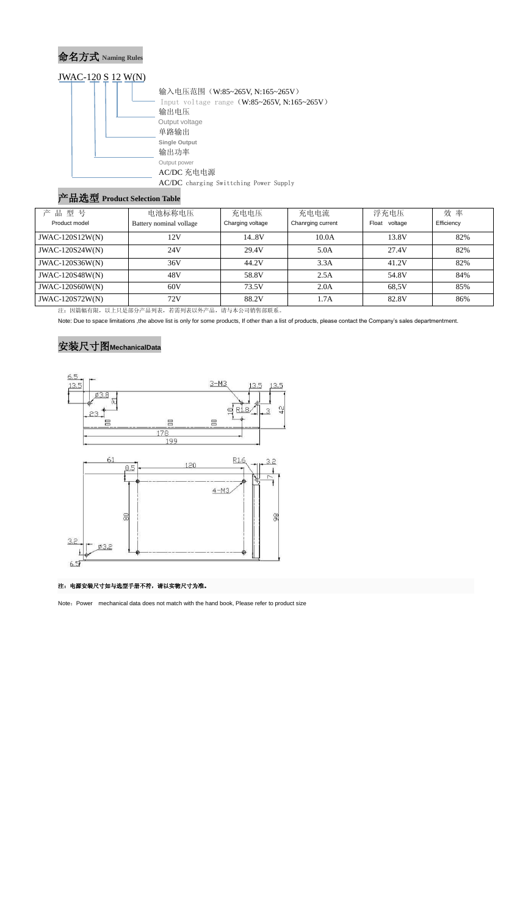## 命名方式 Naming Rules

JWAC-120 S 12 W(N)

- 输入电压范围（W:85~265V, N:165~265V）
  Input voltage range（W:85~265V, N:165~265V）
- 输出电压
  Output voltage
- 单路输出
  Single Output
- 输出功率
  Output power
- AC/DC 充电电源
  AC/DC charging Swittching Power Supply

## 产品选型 Product Selection Table

| 产 品 型 号<br>Product model | 电池标称电压<br>Battery nominal vollage | 充电电压<br>Charging voltage | 充电电流<br>Chanrging current | 浮充电压<br>Float voltage | 效 率<br>Efficiency |
|---|---|---|---|---|---|
| JWAC-120S12W(N) | 12V | 14..8V | 10.0A | 13.8V | 82% |
| JWAC-120S24W(N) | 24V | 29.4V | 5.0A | 27.4V | 82% |
| JWAC-120S36W(N) | 36V | 44.2V | 3.3A | 41.2V | 82% |
| JWAC-120S48W(N) | 48V | 58.8V | 2.5A | 54.8V | 84% |
| JWAC-120S60W(N) | 60V | 73.5V | 2.0A | 68,5V | 85% |
| JWAC-120S72W(N) | 72V | 88.2V | 1.7A | 82.8V | 86% |

注：因篇幅有限，以上只是部分产品列表，若需列表以外产品，请与本公司销售部联系。

Note: Due to space limitations ,the above list is only for some products, If other than a list of products, please contact the Company's sales departmentment.

## 安装尺寸图MechanicalData

6.5
13.5
Ø3.8
21
23
3-M3
13.5
13.5
18
R1.8
13
42
178
199

61
8.5
120
R1.6
3.2
7
4-M3
80
98
3.2
Ø3.2
6.5

**注：电源安装尺寸如与选型手册不符，请以实物尺寸为准。**

Note：Power mechanical data does not match with the hand book, Please refer to product size